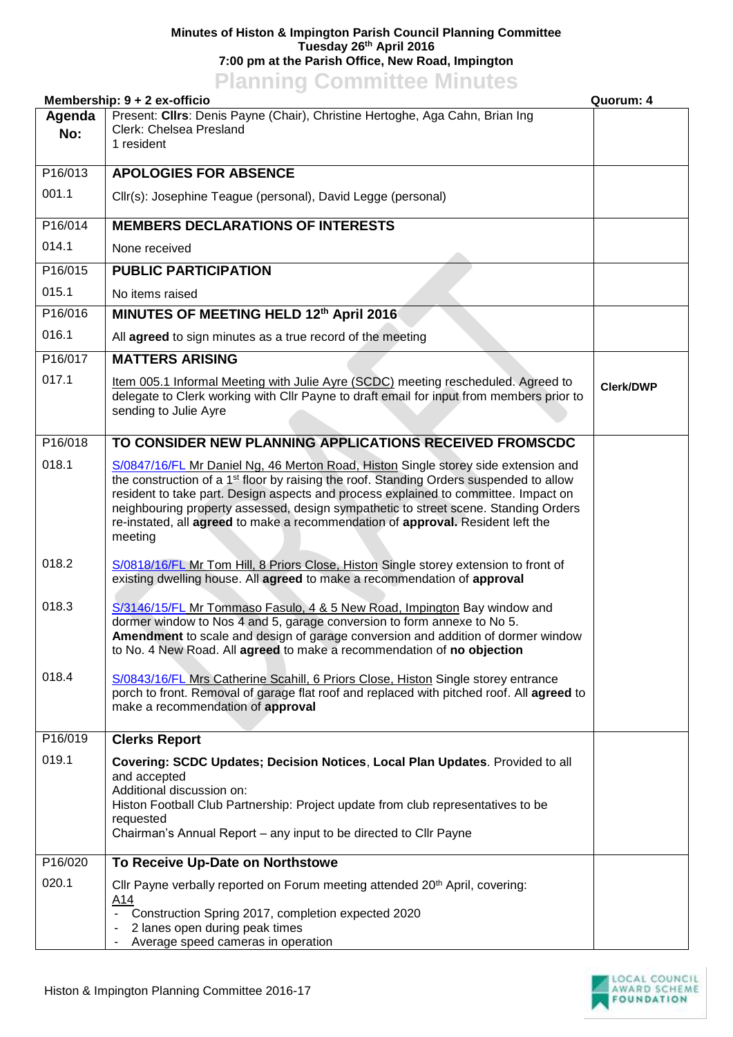# Minutes of Histon & Impington Parish Council Planning Committee
## Tuesday 26th April 2016
## 7:00 pm at the Parish Office, New Road, Impington

## Planning Committee Minutes

**Membership: 9 + 2 ex-officio** | **Quorum: 4**

| Agenda No: | Present: **Cllrs**: Denis Payne (Chair), Christine Hertoghe, Aga Cahn, Brian Ing<br>Clerk: Chelsea Presland<br>1 resident | |
|---|---|---|
| P16/013 | **APOLOGIES FOR ABSENCE** | |
| 001.1 | Cllr(s): Josephine Teague (personal), David Legge (personal) | |
| P16/014 | **MEMBERS DECLARATIONS OF INTERESTS** | |
| 014.1 | None received | |
| P16/015 | **PUBLIC PARTICIPATION** | |
| 015.1 | No items raised | |
| P16/016 | **MINUTES OF MEETING HELD 12th April 2016** | |
| 016.1 | All **agreed** to sign minutes as a true record of the meeting | |
| P16/017 | **MATTERS ARISING** | |
| 017.1 | Item 005.1 Informal Meeting with Julie Ayre (SCDC) meeting rescheduled. Agreed to delegate to Clerk working with Cllr Payne to draft email for input from members prior to sending to Julie Ayre | **Clerk/DWP** |
| P16/018 | **TO CONSIDER NEW PLANNING APPLICATIONS RECEIVED FROMSCDC** | |
| 018.1 | S/0847/16/FL Mr Daniel Ng, 46 Merton Road, Histon Single storey side extension and the construction of a 1st floor by raising the roof. Standing Orders suspended to allow resident to take part. Design aspects and process explained to committee. Impact on neighbouring property assessed, design sympathetic to street scene. Standing Orders re-instated, all **agreed** to make a recommendation of **approval.** Resident left the meeting | |
| 018.2 | S/0818/16/FL Mr Tom Hill, 8 Priors Close, Histon Single storey extension to front of existing dwelling house. All **agreed** to make a recommendation of **approval** | |
| 018.3 | S/3146/15/FL Mr Tommaso Fasulo, 4 & 5 New Road, Impington Bay window and dormer window to Nos 4 and 5, garage conversion to form annexe to No 5. **Amendment** to scale and design of garage conversion and addition of dormer window to No. 4 New Road. All **agreed** to make a recommendation of **no objection** | |
| 018.4 | S/0843/16/FL Mrs Catherine Scahill, 6 Priors Close, Histon Single storey entrance porch to front. Removal of garage flat roof and replaced with pitched roof. All **agreed** to make a recommendation of **approval** | |
| P16/019 | **Clerks Report** | |
| 019.1 | **Covering: SCDC Updates; Decision Notices**, **Local Plan Updates**. Provided to all and accepted<br>Additional discussion on:<br>Histon Football Club Partnership: Project update from club representatives to be requested<br>Chairman's Annual Report – any input to be directed to Cllr Payne | |
| P16/020 | **To Receive Up-Date on Northstowe** | |
| 020.1 | Cllr Payne verbally reported on Forum meeting attended 20th April, covering:<br>A14<br>- Construction Spring 2017, completion expected 2020<br>- 2 lanes open during peak times<br>- Average speed cameras in operation | |

Histon & Impington Planning Committee 2016-17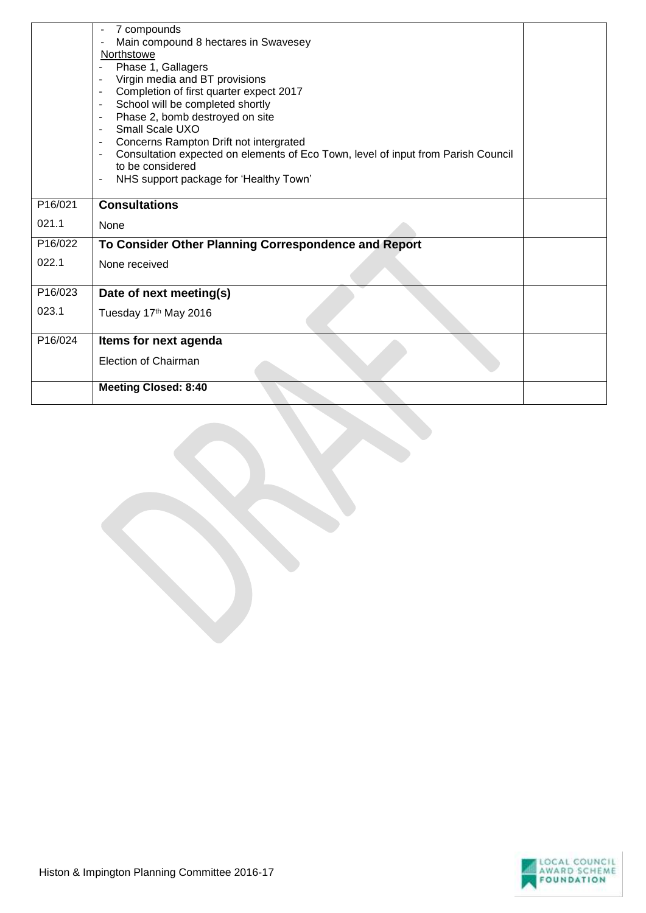| | | |
|---|---|---|
| | - 7 compounds<br>- Main compound 8 hectares in Swavesey<br>Northstowe<br>- Phase 1, Gallagers<br>- Virgin media and BT provisions<br>- Completion of first quarter expect 2017<br>- School will be completed shortly<br>- Phase 2, bomb destroyed on site<br>- Small Scale UXO<br>- Concerns Rampton Drift not intergrated<br>- Consultation expected on elements of Eco Town, level of input from Parish Council to be considered<br>- NHS support package for 'Healthy Town' | |
| P16/021 | **Consultations** | |
| 021.1 | None | |
| P16/022 | **To Consider Other Planning Correspondence and Report** | |
| 022.1 | None received | |
| P16/023 | **Date of next meeting(s)** | |
| 023.1 | Tuesday 17th May 2016 | |
| P16/024 | **Items for next agenda**<br><br>Election of Chairman | |
| | **Meeting Closed: 8:40** | |

DRAFT